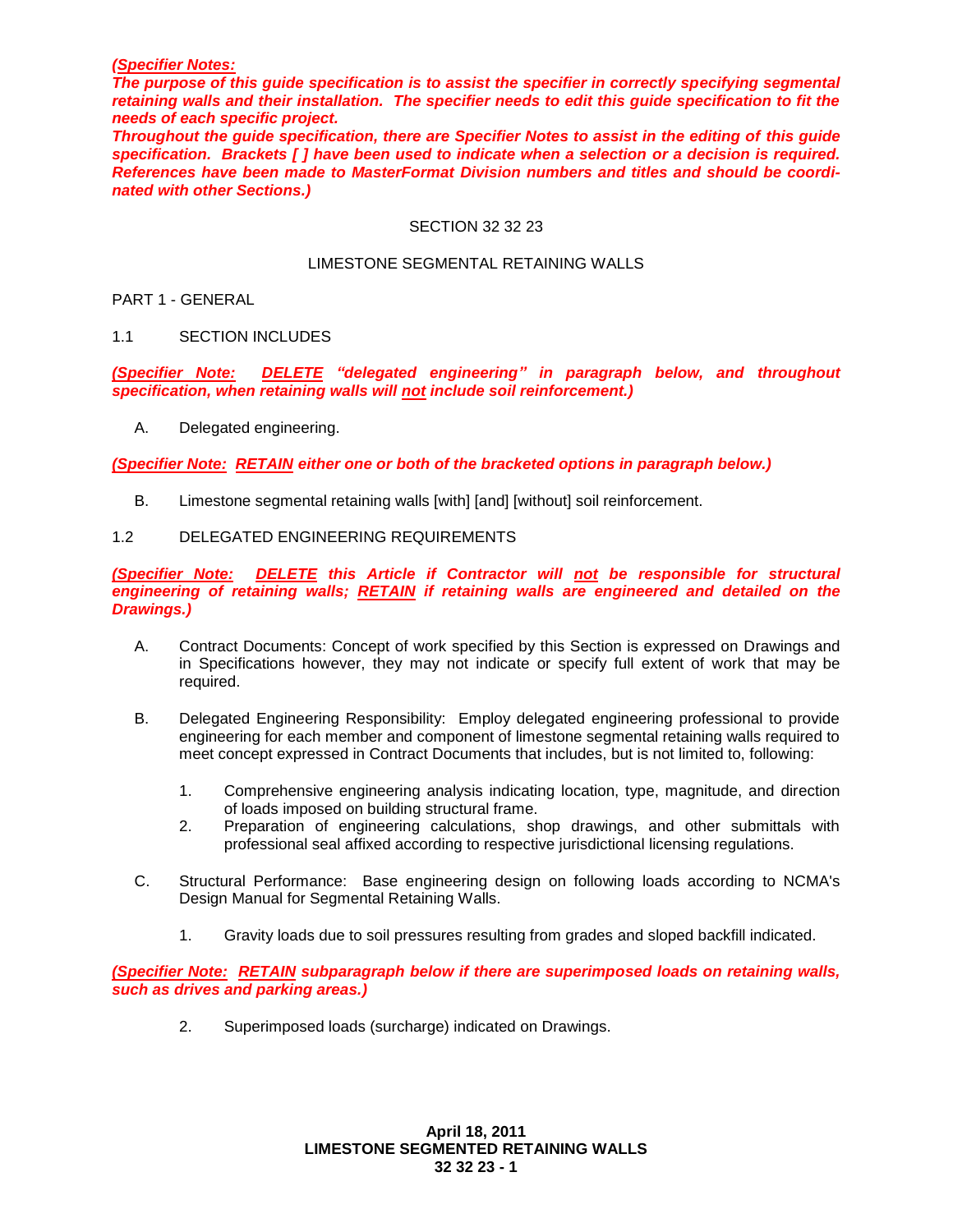***(Specifier Notes:***
***The purpose of this guide specification is to assist the specifier in correctly specifying segmental retaining walls and their installation. The specifier needs to edit this guide specification to fit the needs of each specific project.***
***Throughout the guide specification, there are Specifier Notes to assist in the editing of this guide specification. Brackets [ ] have been used to indicate when a selection or a decision is required. References have been made to MasterFormat Division numbers and titles and should be coordinated with other Sections.)***

SECTION 32 32 23

LIMESTONE SEGMENTAL RETAINING WALLS

PART 1 - GENERAL

1.1 SECTION INCLUDES

***(Specifier Note: DELETE "delegated engineering" in paragraph below, and throughout specification, when retaining walls will not include soil reinforcement.)***

A. Delegated engineering.

***(Specifier Note: RETAIN either one or both of the bracketed options in paragraph below.)***

B. Limestone segmental retaining walls [with] [and] [without] soil reinforcement.

1.2 DELEGATED ENGINEERING REQUIREMENTS

***(Specifier Note: DELETE this Article if Contractor will not be responsible for structural engineering of retaining walls; RETAIN if retaining walls are engineered and detailed on the Drawings.)***

A. Contract Documents: Concept of work specified by this Section is expressed on Drawings and in Specifications however, they may not indicate or specify full extent of work that may be required.

B. Delegated Engineering Responsibility: Employ delegated engineering professional to provide engineering for each member and component of limestone segmental retaining walls required to meet concept expressed in Contract Documents that includes, but is not limited to, following:

1. Comprehensive engineering analysis indicating location, type, magnitude, and direction of loads imposed on building structural frame.
2. Preparation of engineering calculations, shop drawings, and other submittals with professional seal affixed according to respective jurisdictional licensing regulations.

C. Structural Performance: Base engineering design on following loads according to NCMA's Design Manual for Segmental Retaining Walls.

1. Gravity loads due to soil pressures resulting from grades and sloped backfill indicated.

***(Specifier Note: RETAIN subparagraph below if there are superimposed loads on retaining walls, such as drives and parking areas.)***

2. Superimposed loads (surcharge) indicated on Drawings.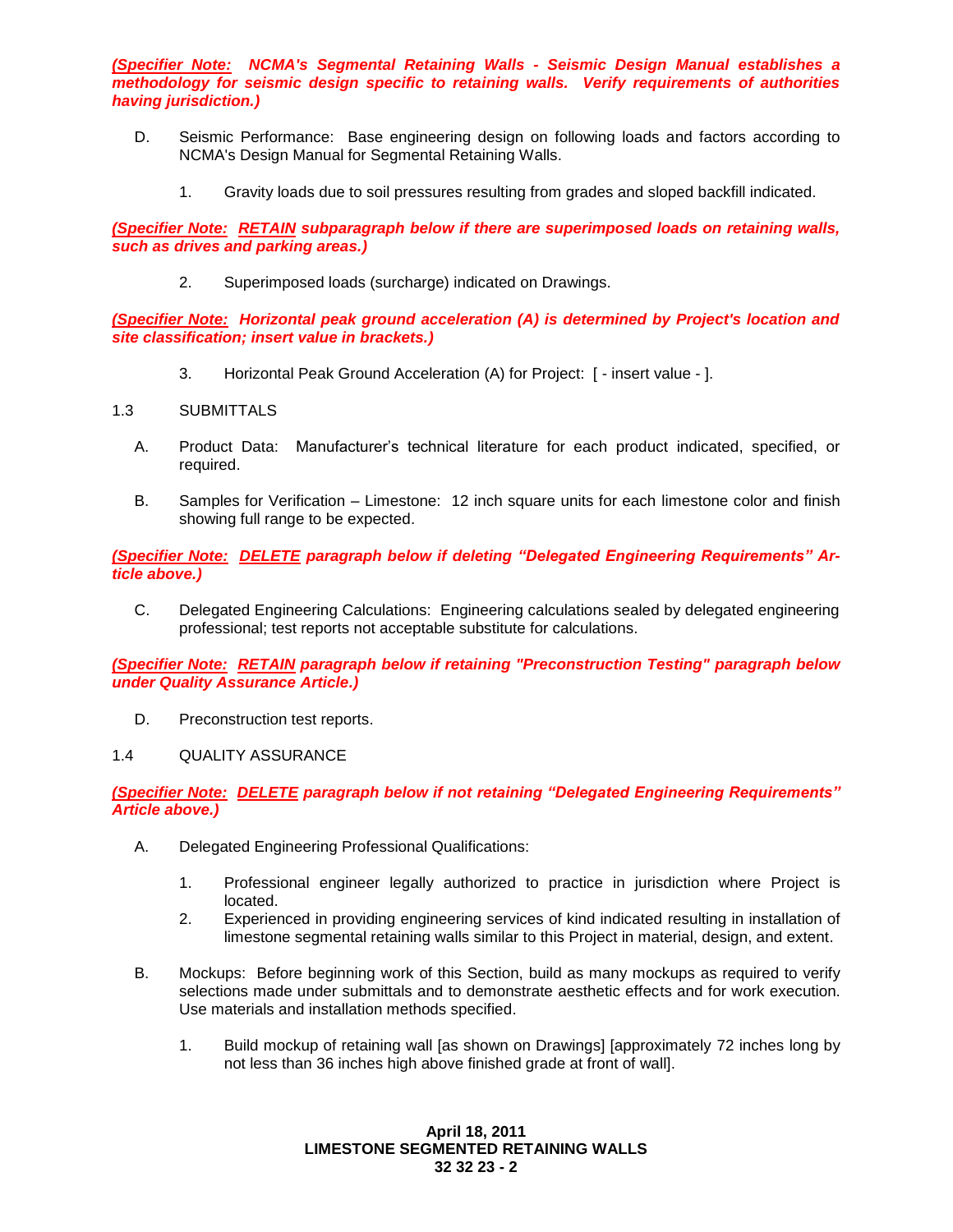***(Specifier Note: NCMA's Segmental Retaining Walls - Seismic Design Manual establishes a methodology for seismic design specific to retaining walls. Verify requirements of authorities having jurisdiction.)***

D. Seismic Performance: Base engineering design on following loads and factors according to NCMA's Design Manual for Segmental Retaining Walls.

   1. Gravity loads due to soil pressures resulting from grades and sloped backfill indicated.

***(Specifier Note: RETAIN subparagraph below if there are superimposed loads on retaining walls, such as drives and parking areas.)***

   2. Superimposed loads (surcharge) indicated on Drawings.

***(Specifier Note: Horizontal peak ground acceleration (A) is determined by Project's location and site classification; insert value in brackets.)***

   3. Horizontal Peak Ground Acceleration (A) for Project: [ - insert value - ].

## 1.3 SUBMITTALS

A. Product Data: Manufacturer's technical literature for each product indicated, specified, or required.

B. Samples for Verification – Limestone: 12 inch square units for each limestone color and finish showing full range to be expected.

***(Specifier Note: DELETE paragraph below if deleting "Delegated Engineering Requirements" Article above.)***

C. Delegated Engineering Calculations: Engineering calculations sealed by delegated engineering professional; test reports not acceptable substitute for calculations.

***(Specifier Note: RETAIN paragraph below if retaining "Preconstruction Testing" paragraph below under Quality Assurance Article.)***

D. Preconstruction test reports.

## 1.4 QUALITY ASSURANCE

***(Specifier Note: DELETE paragraph below if not retaining "Delegated Engineering Requirements" Article above.)***

A. Delegated Engineering Professional Qualifications:

   1. Professional engineer legally authorized to practice in jurisdiction where Project is located.
   2. Experienced in providing engineering services of kind indicated resulting in installation of limestone segmental retaining walls similar to this Project in material, design, and extent.

B. Mockups: Before beginning work of this Section, build as many mockups as required to verify selections made under submittals and to demonstrate aesthetic effects and for work execution. Use materials and installation methods specified.

   1. Build mockup of retaining wall [as shown on Drawings] [approximately 72 inches long by not less than 36 inches high above finished grade at front of wall].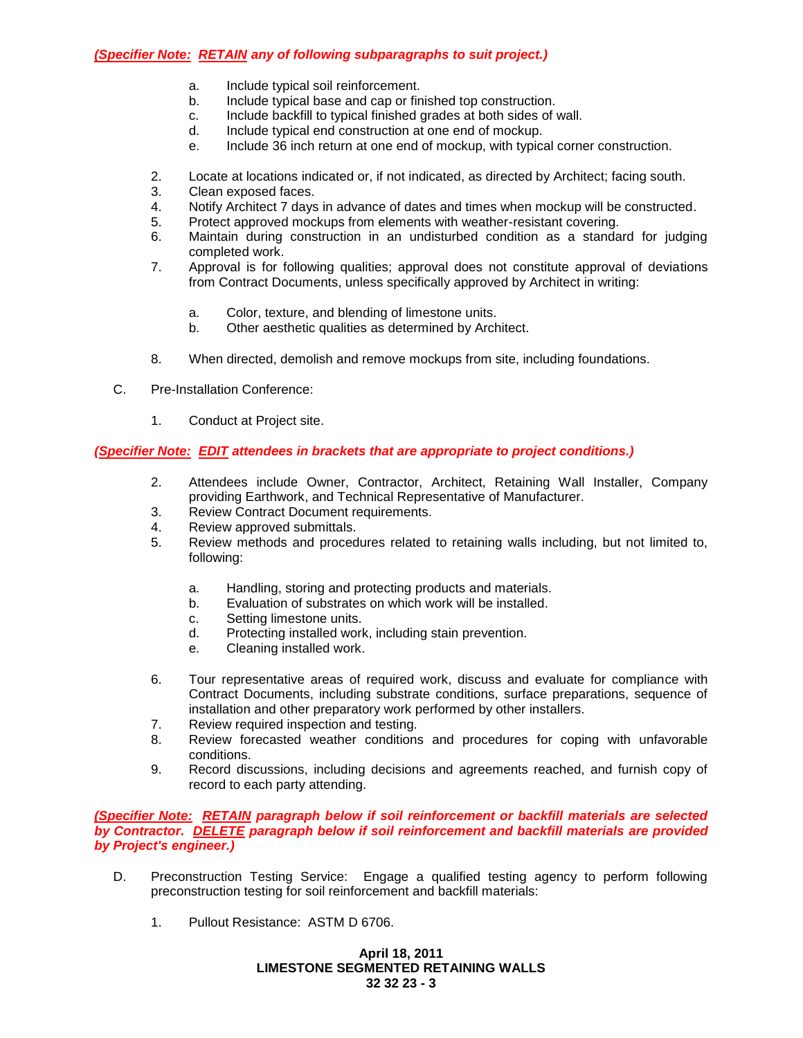***(Specifier Note: RETAIN any of following subparagraphs to suit project.)***

a. Include typical soil reinforcement.
b. Include typical base and cap or finished top construction.
c. Include backfill to typical finished grades at both sides of wall.
d. Include typical end construction at one end of mockup.
e. Include 36 inch return at one end of mockup, with typical corner construction.

2. Locate at locations indicated or, if not indicated, as directed by Architect; facing south.
3. Clean exposed faces.
4. Notify Architect 7 days in advance of dates and times when mockup will be constructed.
5. Protect approved mockups from elements with weather-resistant covering.
6. Maintain during construction in an undisturbed condition as a standard for judging completed work.
7. Approval is for following qualities; approval does not constitute approval of deviations from Contract Documents, unless specifically approved by Architect in writing:

   a. Color, texture, and blending of limestone units.
   b. Other aesthetic qualities as determined by Architect.

8. When directed, demolish and remove mockups from site, including foundations.

C. Pre-Installation Conference:

1. Conduct at Project site.

***(Specifier Note: EDIT attendees in brackets that are appropriate to project conditions.)***

2. Attendees include Owner, Contractor, Architect, Retaining Wall Installer, Company providing Earthwork, and Technical Representative of Manufacturer.
3. Review Contract Document requirements.
4. Review approved submittals.
5. Review methods and procedures related to retaining walls including, but not limited to, following:

   a. Handling, storing and protecting products and materials.
   b. Evaluation of substrates on which work will be installed.
   c. Setting limestone units.
   d. Protecting installed work, including stain prevention.
   e. Cleaning installed work.

6. Tour representative areas of required work, discuss and evaluate for compliance with Contract Documents, including substrate conditions, surface preparations, sequence of installation and other preparatory work performed by other installers.
7. Review required inspection and testing.
8. Review forecasted weather conditions and procedures for coping with unfavorable conditions.
9. Record discussions, including decisions and agreements reached, and furnish copy of record to each party attending.

***(Specifier Note: RETAIN paragraph below if soil reinforcement or backfill materials are selected by Contractor. DELETE paragraph below if soil reinforcement and backfill materials are provided by Project's engineer.)***

D. Preconstruction Testing Service: Engage a qualified testing agency to perform following preconstruction testing for soil reinforcement and backfill materials:

1. Pullout Resistance: ASTM D 6706.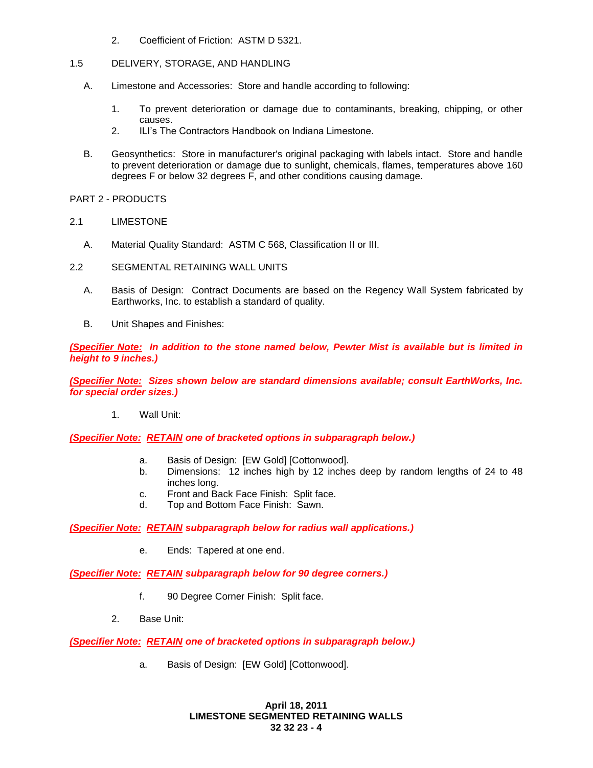2. Coefficient of Friction: ASTM D 5321.

## 1.5 DELIVERY, STORAGE, AND HANDLING

A. Limestone and Accessories: Store and handle according to following:

1. To prevent deterioration or damage due to contaminants, breaking, chipping, or other causes.
2. ILI's The Contractors Handbook on Indiana Limestone.

B. Geosynthetics: Store in manufacturer's original packaging with labels intact. Store and handle to prevent deterioration or damage due to sunlight, chemicals, flames, temperatures above 160 degrees F or below 32 degrees F, and other conditions causing damage.

# PART 2 - PRODUCTS

## 2.1 LIMESTONE

A. Material Quality Standard: ASTM C 568, Classification II or III.

## 2.2 SEGMENTAL RETAINING WALL UNITS

A. Basis of Design: Contract Documents are based on the Regency Wall System fabricated by Earthworks, Inc. to establish a standard of quality.

B. Unit Shapes and Finishes:

***(Specifier Note:** In addition to the stone named below, Pewter Mist is available but is limited in height to 9 inches.)*

***(Specifier Note:** Sizes shown below are standard dimensions available; consult EarthWorks, Inc. for special order sizes.)*

1. Wall Unit:

***(Specifier Note:** RETAIN one of bracketed options in subparagraph below.)*

a. Basis of Design: [EW Gold] [Cottonwood].
b. Dimensions: 12 inches high by 12 inches deep by random lengths of 24 to 48 inches long.
c. Front and Back Face Finish: Split face.
d. Top and Bottom Face Finish: Sawn.

***(Specifier Note:** RETAIN subparagraph below for radius wall applications.)*

e. Ends: Tapered at one end.

***(Specifier Note:** RETAIN subparagraph below for 90 degree corners.)*

f. 90 Degree Corner Finish: Split face.

2. Base Unit:

***(Specifier Note:** RETAIN one of bracketed options in subparagraph below.)*

a. Basis of Design: [EW Gold] [Cottonwood].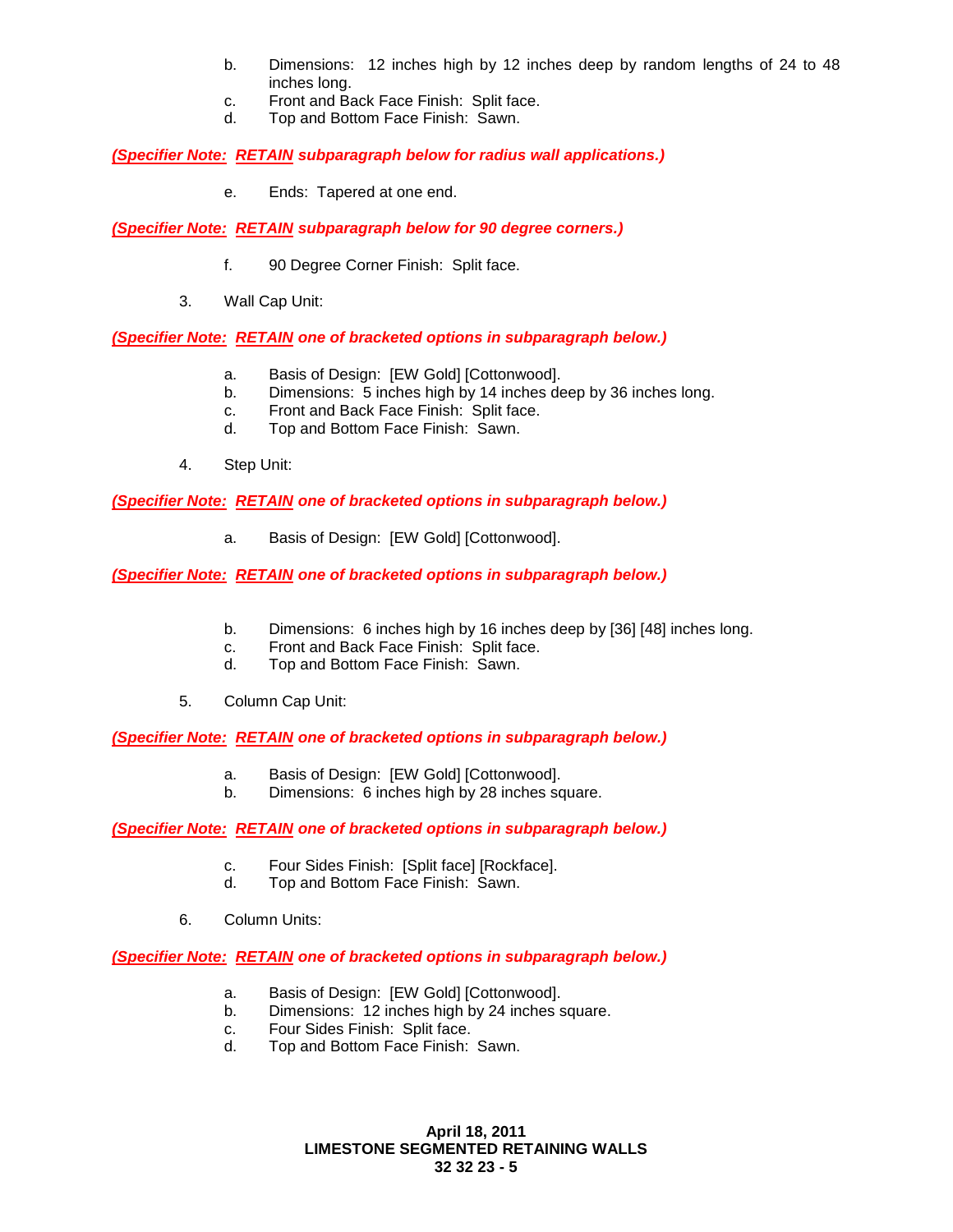b. Dimensions: 12 inches high by 12 inches deep by random lengths of 24 to 48 inches long.
c. Front and Back Face Finish: Split face.
d. Top and Bottom Face Finish: Sawn.

***(Specifier Note: RETAIN subparagraph below for radius wall applications.)***

e. Ends: Tapered at one end.

***(Specifier Note: RETAIN subparagraph below for 90 degree corners.)***

f. 90 Degree Corner Finish: Split face.

3. Wall Cap Unit:

***(Specifier Note: RETAIN one of bracketed options in subparagraph below.)***

a. Basis of Design: [EW Gold] [Cottonwood].
b. Dimensions: 5 inches high by 14 inches deep by 36 inches long.
c. Front and Back Face Finish: Split face.
d. Top and Bottom Face Finish: Sawn.

4. Step Unit:

***(Specifier Note: RETAIN one of bracketed options in subparagraph below.)***

a. Basis of Design: [EW Gold] [Cottonwood].

***(Specifier Note: RETAIN one of bracketed options in subparagraph below.)***

b. Dimensions: 6 inches high by 16 inches deep by [36] [48] inches long.
c. Front and Back Face Finish: Split face.
d. Top and Bottom Face Finish: Sawn.

5. Column Cap Unit:

***(Specifier Note: RETAIN one of bracketed options in subparagraph below.)***

a. Basis of Design: [EW Gold] [Cottonwood].
b. Dimensions: 6 inches high by 28 inches square.

***(Specifier Note: RETAIN one of bracketed options in subparagraph below.)***

c. Four Sides Finish: [Split face] [Rockface].
d. Top and Bottom Face Finish: Sawn.

6. Column Units:

***(Specifier Note: RETAIN one of bracketed options in subparagraph below.)***

a. Basis of Design: [EW Gold] [Cottonwood].
b. Dimensions: 12 inches high by 24 inches square.
c. Four Sides Finish: Split face.
d. Top and Bottom Face Finish: Sawn.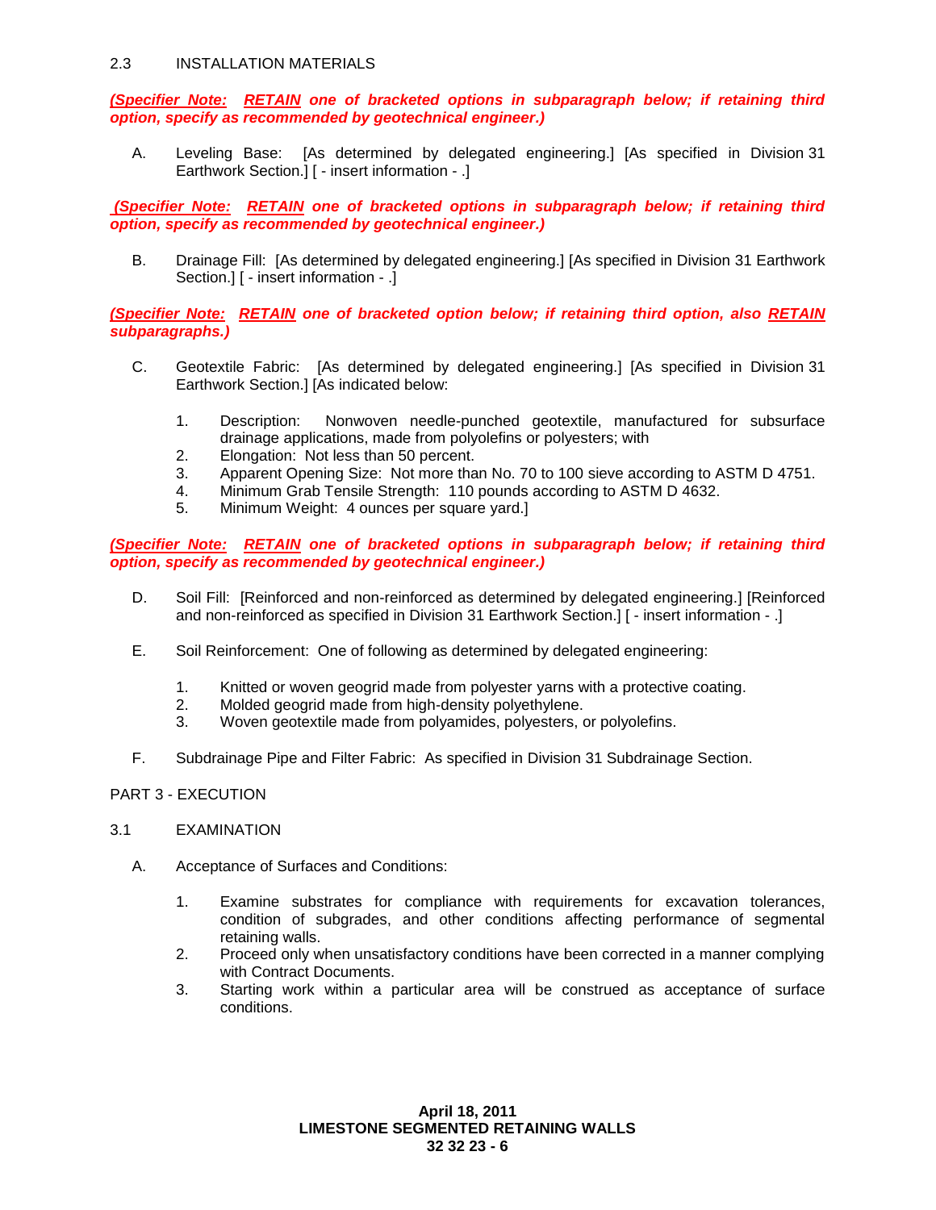## 2.3 INSTALLATION MATERIALS

***(Specifier Note: RETAIN one of bracketed options in subparagraph below; if retaining third option, specify as recommended by geotechnical engineer.)***

A. Leveling Base: [As determined by delegated engineering.] [As specified in Division 31 Earthwork Section.] [ - insert information - .]

***(Specifier Note: RETAIN one of bracketed options in subparagraph below; if retaining third option, specify as recommended by geotechnical engineer.)***

B. Drainage Fill: [As determined by delegated engineering.] [As specified in Division 31 Earthwork Section.] [ - insert information - .]

***(Specifier Note: RETAIN one of bracketed option below; if retaining third option, also RETAIN subparagraphs.)***

C. Geotextile Fabric: [As determined by delegated engineering.] [As specified in Division 31 Earthwork Section.] [As indicated below:

1. Description: Nonwoven needle-punched geotextile, manufactured for subsurface drainage applications, made from polyolefins or polyesters; with
2. Elongation: Not less than 50 percent.
3. Apparent Opening Size: Not more than No. 70 to 100 sieve according to ASTM D 4751.
4. Minimum Grab Tensile Strength: 110 pounds according to ASTM D 4632.
5. Minimum Weight: 4 ounces per square yard.]

***(Specifier Note: RETAIN one of bracketed options in subparagraph below; if retaining third option, specify as recommended by geotechnical engineer.)***

D. Soil Fill: [Reinforced and non-reinforced as determined by delegated engineering.] [Reinforced and non-reinforced as specified in Division 31 Earthwork Section.] [ - insert information - .]

E. Soil Reinforcement: One of following as determined by delegated engineering:

1. Knitted or woven geogrid made from polyester yarns with a protective coating.
2. Molded geogrid made from high-density polyethylene.
3. Woven geotextile made from polyamides, polyesters, or polyolefins.

F. Subdrainage Pipe and Filter Fabric: As specified in Division 31 Subdrainage Section.

# PART 3 - EXECUTION

## 3.1 EXAMINATION

A. Acceptance of Surfaces and Conditions:

1. Examine substrates for compliance with requirements for excavation tolerances, condition of subgrades, and other conditions affecting performance of segmental retaining walls.
2. Proceed only when unsatisfactory conditions have been corrected in a manner complying with Contract Documents.
3. Starting work within a particular area will be construed as acceptance of surface conditions.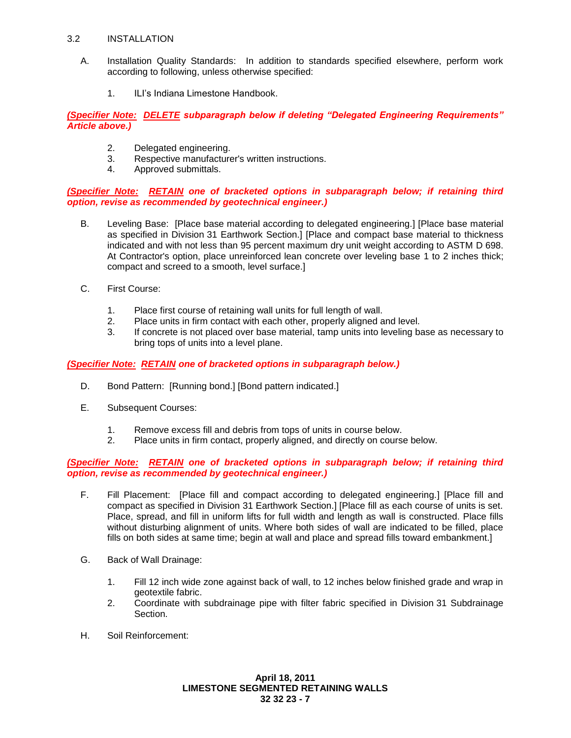## 3.2 INSTALLATION

A. Installation Quality Standards: In addition to standards specified elsewhere, perform work according to following, unless otherwise specified:

1. ILI's Indiana Limestone Handbook.

***(Specifier Note: DELETE subparagraph below if deleting "Delegated Engineering Requirements" Article above.)***

2. Delegated engineering.
3. Respective manufacturer's written instructions.
4. Approved submittals.

***(Specifier Note: RETAIN one of bracketed options in subparagraph below; if retaining third option, revise as recommended by geotechnical engineer.)***

B. Leveling Base: [Place base material according to delegated engineering.] [Place base material as specified in Division 31 Earthwork Section.] [Place and compact base material to thickness indicated and with not less than 95 percent maximum dry unit weight according to ASTM D 698. At Contractor's option, place unreinforced lean concrete over leveling base 1 to 2 inches thick; compact and screed to a smooth, level surface.]

C. First Course:

1. Place first course of retaining wall units for full length of wall.
2. Place units in firm contact with each other, properly aligned and level.
3. If concrete is not placed over base material, tamp units into leveling base as necessary to bring tops of units into a level plane.

***(Specifier Note: RETAIN one of bracketed options in subparagraph below.)***

D. Bond Pattern: [Running bond.] [Bond pattern indicated.]

E. Subsequent Courses:

1. Remove excess fill and debris from tops of units in course below.
2. Place units in firm contact, properly aligned, and directly on course below.

***(Specifier Note: RETAIN one of bracketed options in subparagraph below; if retaining third option, revise as recommended by geotechnical engineer.)***

F. Fill Placement: [Place fill and compact according to delegated engineering.] [Place fill and compact as specified in Division 31 Earthwork Section.] [Place fill as each course of units is set. Place, spread, and fill in uniform lifts for full width and length as wall is constructed. Place fills without disturbing alignment of units. Where both sides of wall are indicated to be filled, place fills on both sides at same time; begin at wall and place and spread fills toward embankment.]

G. Back of Wall Drainage:

1. Fill 12 inch wide zone against back of wall, to 12 inches below finished grade and wrap in geotextile fabric.
2. Coordinate with subdrainage pipe with filter fabric specified in Division 31 Subdrainage Section.

H. Soil Reinforcement: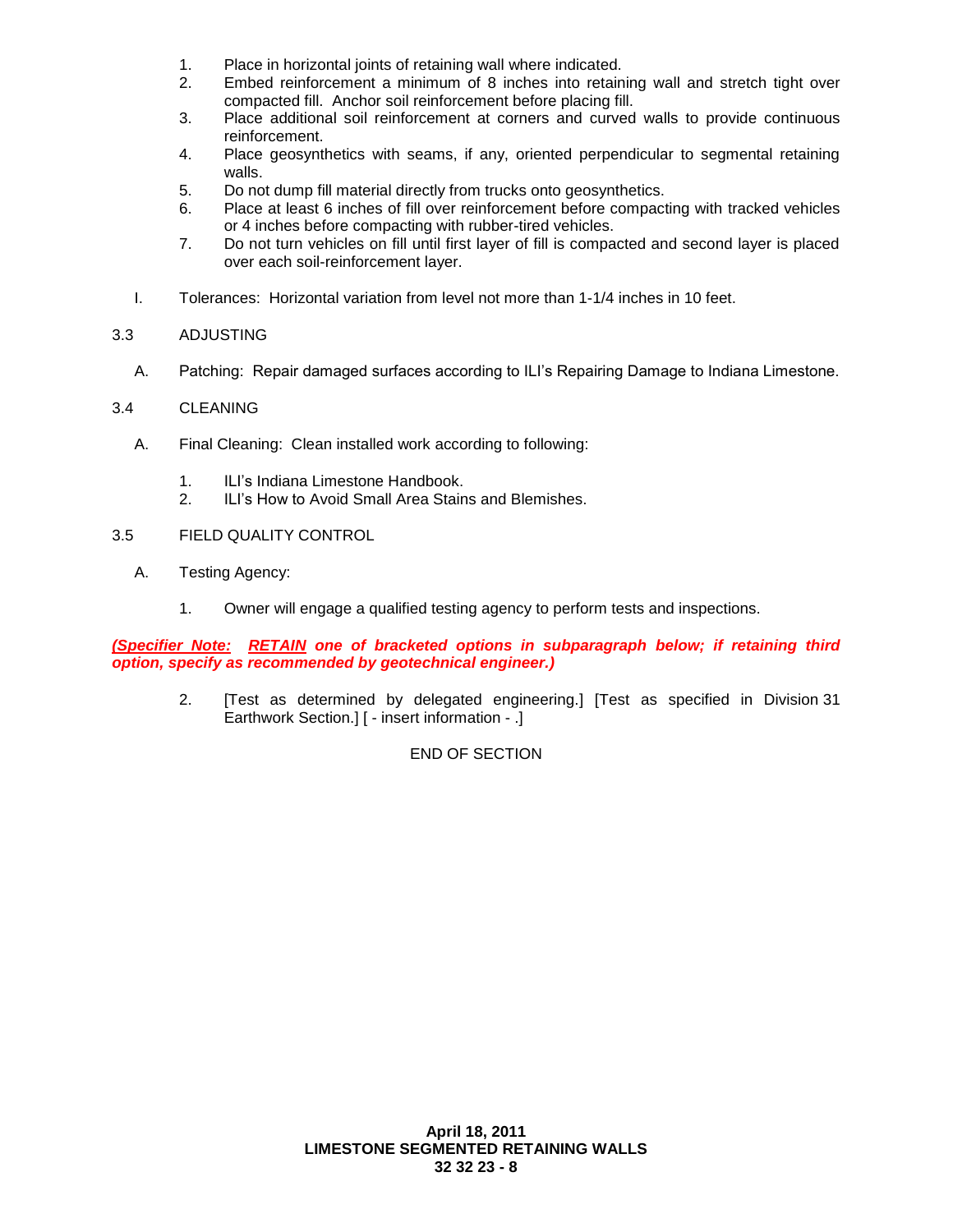1. Place in horizontal joints of retaining wall where indicated.
2. Embed reinforcement a minimum of 8 inches into retaining wall and stretch tight over compacted fill. Anchor soil reinforcement before placing fill.
3. Place additional soil reinforcement at corners and curved walls to provide continuous reinforcement.
4. Place geosynthetics with seams, if any, oriented perpendicular to segmental retaining walls.
5. Do not dump fill material directly from trucks onto geosynthetics.
6. Place at least 6 inches of fill over reinforcement before compacting with tracked vehicles or 4 inches before compacting with rubber-tired vehicles.
7. Do not turn vehicles on fill until first layer of fill is compacted and second layer is placed over each soil-reinforcement layer.

I. Tolerances: Horizontal variation from level not more than 1-1/4 inches in 10 feet.

## 3.3 ADJUSTING

A. Patching: Repair damaged surfaces according to ILI's Repairing Damage to Indiana Limestone.

## 3.4 CLEANING

A. Final Cleaning: Clean installed work according to following:

1. ILI's Indiana Limestone Handbook.
2. ILI's How to Avoid Small Area Stains and Blemishes.

## 3.5 FIELD QUALITY CONTROL

A. Testing Agency:

1. Owner will engage a qualified testing agency to perform tests and inspections.

***(Specifier Note: RETAIN one of bracketed options in subparagraph below; if retaining third option, specify as recommended by geotechnical engineer.)***

2. [Test as determined by delegated engineering.] [Test as specified in Division 31 Earthwork Section.] [ - insert information - .]

END OF SECTION